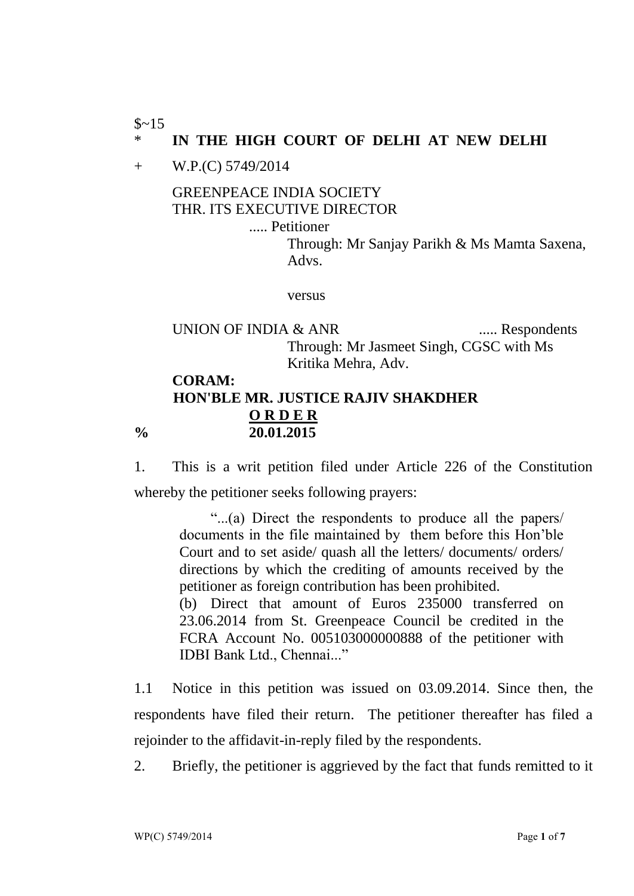$~15

\* **IN THE HIGH COURT OF DELHI AT NEW DELHI**

\+ W.P.(C) 5749/2014

GREENPEACE INDIA SOCIETY
THR. ITS EXECUTIVE DIRECTOR
..... Petitioner

Through: Mr Sanjay Parikh & Ms Mamta Saxena, Advs.

versus

UNION OF INDIA & ANR ..... Respondents

Through: Mr Jasmeet Singh, CGSC with Ms Kritika Mehra, Adv.

**CORAM:**
**HON'BLE MR. JUSTICE RAJIV SHAKDHER**

**<u>O R D E R</u>**

% **20.01.2015**

1. This is a writ petition filed under Article 226 of the Constitution whereby the petitioner seeks following prayers:

> "...(a) Direct the respondents to produce all the papers/ documents in the file maintained by them before this Hon'ble Court and to set aside/ quash all the letters/ documents/ orders/ directions by which the crediting of amounts received by the petitioner as foreign contribution has been prohibited.
>
> (b) Direct that amount of Euros 235000 transferred on 23.06.2014 from St. Greenpeace Council be credited in the FCRA Account No. 005103000000888 of the petitioner with IDBI Bank Ltd., Chennai..."

1.1 Notice in this petition was issued on 03.09.2014. Since then, the respondents have filed their return. The petitioner thereafter has filed a rejoinder to the affidavit-in-reply filed by the respondents.

2. Briefly, the petitioner is aggrieved by the fact that funds remitted to it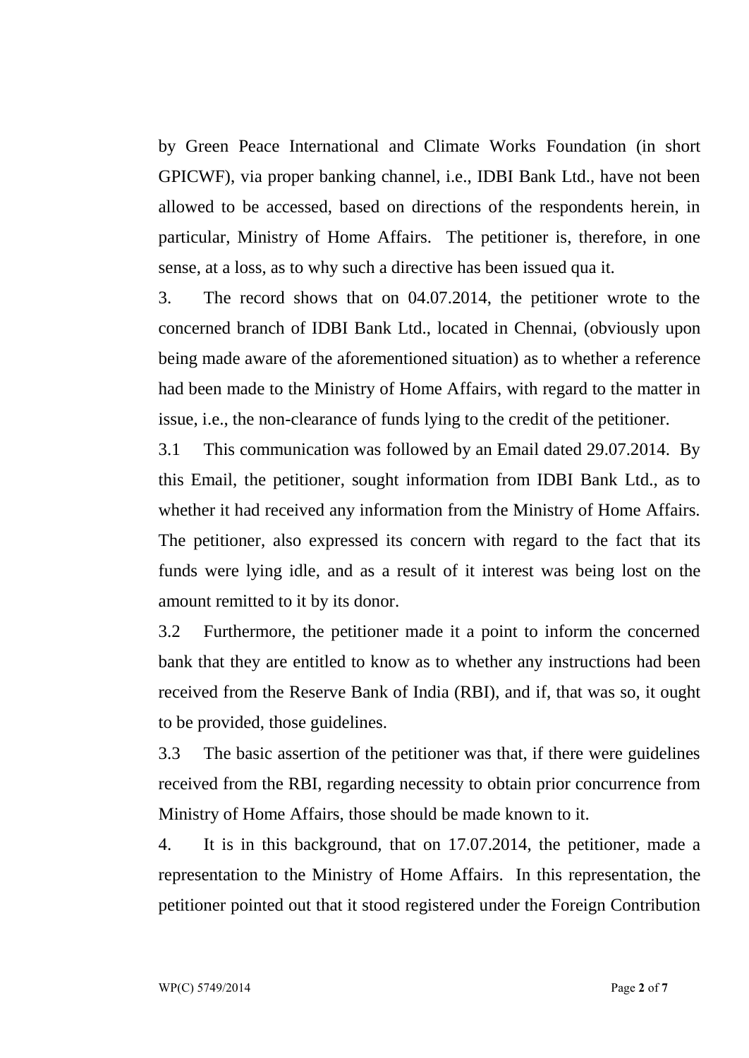by Green Peace International and Climate Works Foundation (in short GPICWF), via proper banking channel, i.e., IDBI Bank Ltd., have not been allowed to be accessed, based on directions of the respondents herein, in particular, Ministry of Home Affairs. The petitioner is, therefore, in one sense, at a loss, as to why such a directive has been issued qua it.

3. The record shows that on 04.07.2014, the petitioner wrote to the concerned branch of IDBI Bank Ltd., located in Chennai, (obviously upon being made aware of the aforementioned situation) as to whether a reference had been made to the Ministry of Home Affairs, with regard to the matter in issue, i.e., the non-clearance of funds lying to the credit of the petitioner.

3.1 This communication was followed by an Email dated 29.07.2014. By this Email, the petitioner, sought information from IDBI Bank Ltd., as to whether it had received any information from the Ministry of Home Affairs. The petitioner, also expressed its concern with regard to the fact that its funds were lying idle, and as a result of it interest was being lost on the amount remitted to it by its donor.

3.2 Furthermore, the petitioner made it a point to inform the concerned bank that they are entitled to know as to whether any instructions had been received from the Reserve Bank of India (RBI), and if, that was so, it ought to be provided, those guidelines.

3.3 The basic assertion of the petitioner was that, if there were guidelines received from the RBI, regarding necessity to obtain prior concurrence from Ministry of Home Affairs, those should be made known to it.

4. It is in this background, that on 17.07.2014, the petitioner, made a representation to the Ministry of Home Affairs. In this representation, the petitioner pointed out that it stood registered under the Foreign Contribution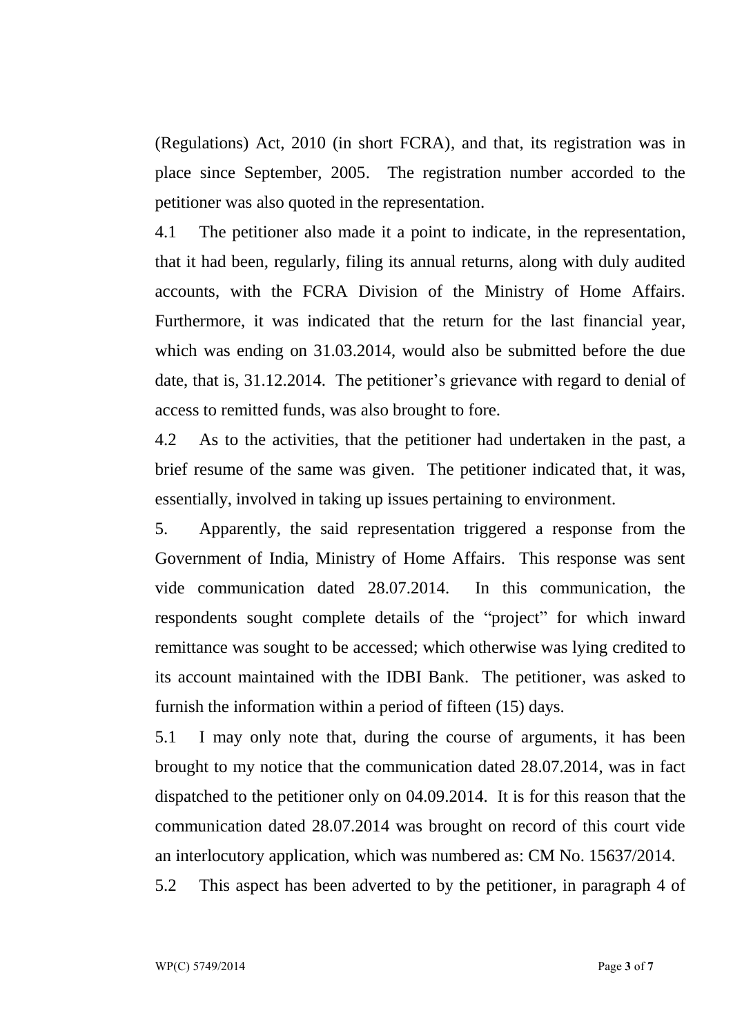(Regulations) Act, 2010 (in short FCRA), and that, its registration was in place since September, 2005. The registration number accorded to the petitioner was also quoted in the representation.

4.1 The petitioner also made it a point to indicate, in the representation, that it had been, regularly, filing its annual returns, along with duly audited accounts, with the FCRA Division of the Ministry of Home Affairs. Furthermore, it was indicated that the return for the last financial year, which was ending on 31.03.2014, would also be submitted before the due date, that is, 31.12.2014. The petitioner's grievance with regard to denial of access to remitted funds, was also brought to fore.

4.2 As to the activities, that the petitioner had undertaken in the past, a brief resume of the same was given. The petitioner indicated that, it was, essentially, involved in taking up issues pertaining to environment.

5. Apparently, the said representation triggered a response from the Government of India, Ministry of Home Affairs. This response was sent vide communication dated 28.07.2014. In this communication, the respondents sought complete details of the "project" for which inward remittance was sought to be accessed; which otherwise was lying credited to its account maintained with the IDBI Bank. The petitioner, was asked to furnish the information within a period of fifteen (15) days.

5.1 I may only note that, during the course of arguments, it has been brought to my notice that the communication dated 28.07.2014, was in fact dispatched to the petitioner only on 04.09.2014. It is for this reason that the communication dated 28.07.2014 was brought on record of this court vide an interlocutory application, which was numbered as: CM No. 15637/2014.

5.2 This aspect has been adverted to by the petitioner, in paragraph 4 of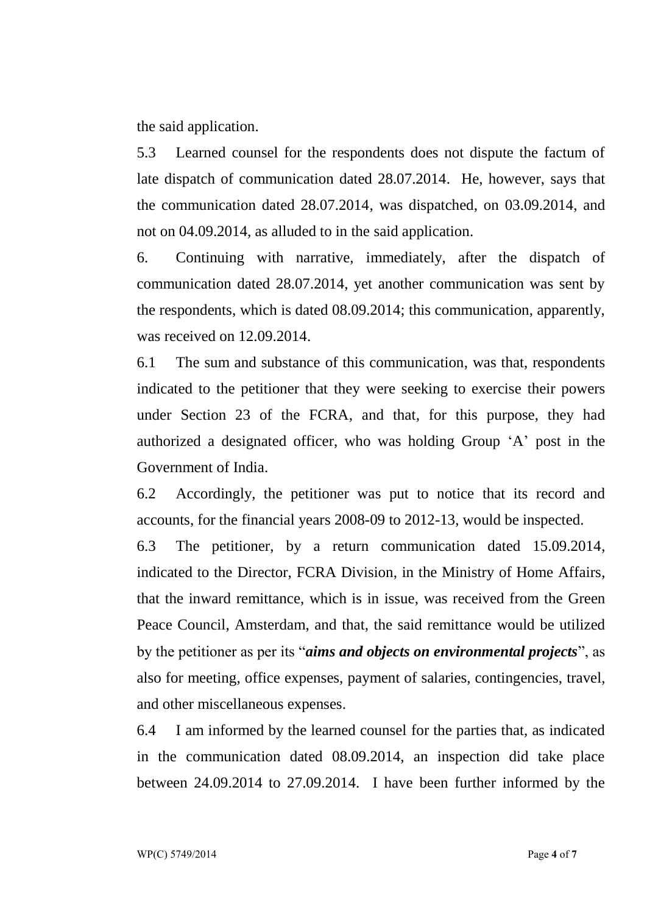the said application.

5.3 Learned counsel for the respondents does not dispute the factum of late dispatch of communication dated 28.07.2014. He, however, says that the communication dated 28.07.2014, was dispatched, on 03.09.2014, and not on 04.09.2014, as alluded to in the said application.

6. Continuing with narrative, immediately, after the dispatch of communication dated 28.07.2014, yet another communication was sent by the respondents, which is dated 08.09.2014; this communication, apparently, was received on 12.09.2014.

6.1 The sum and substance of this communication, was that, respondents indicated to the petitioner that they were seeking to exercise their powers under Section 23 of the FCRA, and that, for this purpose, they had authorized a designated officer, who was holding Group 'A' post in the Government of India.

6.2 Accordingly, the petitioner was put to notice that its record and accounts, for the financial years 2008-09 to 2012-13, would be inspected.

6.3 The petitioner, by a return communication dated 15.09.2014, indicated to the Director, FCRA Division, in the Ministry of Home Affairs, that the inward remittance, which is in issue, was received from the Green Peace Council, Amsterdam, and that, the said remittance would be utilized by the petitioner as per its "***aims and objects on environmental projects***", as also for meeting, office expenses, payment of salaries, contingencies, travel, and other miscellaneous expenses.

6.4 I am informed by the learned counsel for the parties that, as indicated in the communication dated 08.09.2014, an inspection did take place between 24.09.2014 to 27.09.2014. I have been further informed by the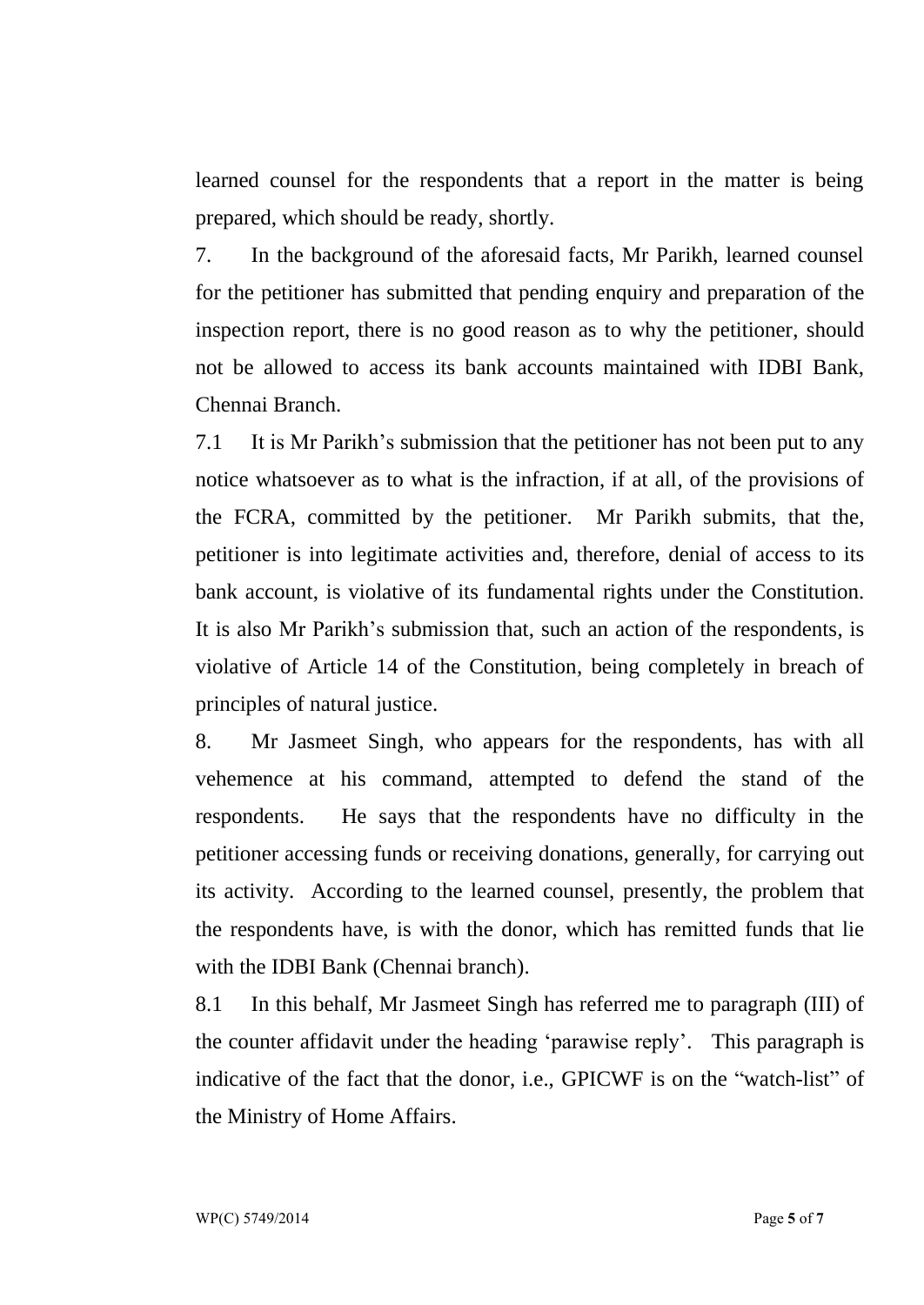learned counsel for the respondents that a report in the matter is being prepared, which should be ready, shortly.

7. In the background of the aforesaid facts, Mr Parikh, learned counsel for the petitioner has submitted that pending enquiry and preparation of the inspection report, there is no good reason as to why the petitioner, should not be allowed to access its bank accounts maintained with IDBI Bank, Chennai Branch.

7.1 It is Mr Parikh's submission that the petitioner has not been put to any notice whatsoever as to what is the infraction, if at all, of the provisions of the FCRA, committed by the petitioner. Mr Parikh submits, that the, petitioner is into legitimate activities and, therefore, denial of access to its bank account, is violative of its fundamental rights under the Constitution. It is also Mr Parikh's submission that, such an action of the respondents, is violative of Article 14 of the Constitution, being completely in breach of principles of natural justice.

8. Mr Jasmeet Singh, who appears for the respondents, has with all vehemence at his command, attempted to defend the stand of the respondents. He says that the respondents have no difficulty in the petitioner accessing funds or receiving donations, generally, for carrying out its activity. According to the learned counsel, presently, the problem that the respondents have, is with the donor, which has remitted funds that lie with the IDBI Bank (Chennai branch).

8.1 In this behalf, Mr Jasmeet Singh has referred me to paragraph (III) of the counter affidavit under the heading 'parawise reply'. This paragraph is indicative of the fact that the donor, i.e., GPICWF is on the "watch-list" of the Ministry of Home Affairs.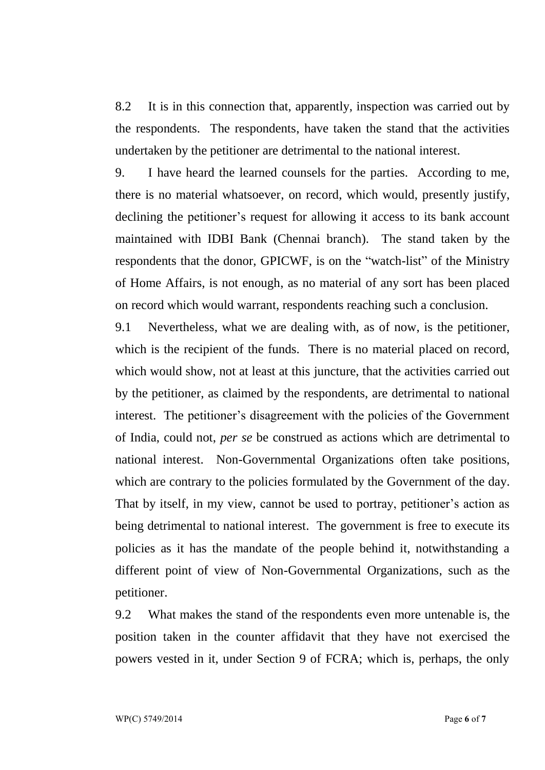8.2 It is in this connection that, apparently, inspection was carried out by the respondents. The respondents, have taken the stand that the activities undertaken by the petitioner are detrimental to the national interest.

9. I have heard the learned counsels for the parties. According to me, there is no material whatsoever, on record, which would, presently justify, declining the petitioner's request for allowing it access to its bank account maintained with IDBI Bank (Chennai branch). The stand taken by the respondents that the donor, GPICWF, is on the "watch-list" of the Ministry of Home Affairs, is not enough, as no material of any sort has been placed on record which would warrant, respondents reaching such a conclusion.

9.1 Nevertheless, what we are dealing with, as of now, is the petitioner, which is the recipient of the funds. There is no material placed on record, which would show, not at least at this juncture, that the activities carried out by the petitioner, as claimed by the respondents, are detrimental to national interest. The petitioner's disagreement with the policies of the Government of India, could not, *per se* be construed as actions which are detrimental to national interest. Non-Governmental Organizations often take positions, which are contrary to the policies formulated by the Government of the day. That by itself, in my view, cannot be used to portray, petitioner's action as being detrimental to national interest. The government is free to execute its policies as it has the mandate of the people behind it, notwithstanding a different point of view of Non-Governmental Organizations, such as the petitioner.

9.2 What makes the stand of the respondents even more untenable is, the position taken in the counter affidavit that they have not exercised the powers vested in it, under Section 9 of FCRA; which is, perhaps, the only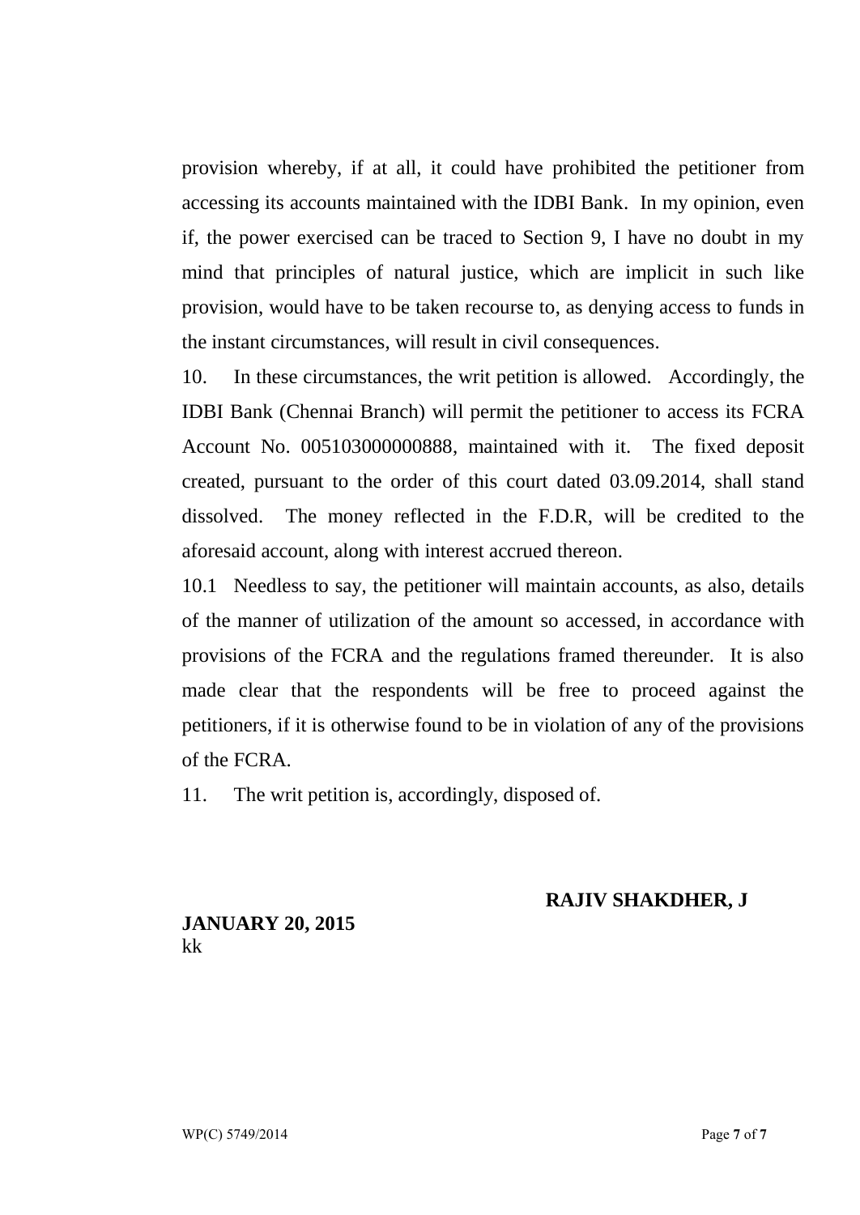provision whereby, if at all, it could have prohibited the petitioner from accessing its accounts maintained with the IDBI Bank. In my opinion, even if, the power exercised can be traced to Section 9, I have no doubt in my mind that principles of natural justice, which are implicit in such like provision, would have to be taken recourse to, as denying access to funds in the instant circumstances, will result in civil consequences.

10. In these circumstances, the writ petition is allowed. Accordingly, the IDBI Bank (Chennai Branch) will permit the petitioner to access its FCRA Account No. 005103000000888, maintained with it. The fixed deposit created, pursuant to the order of this court dated 03.09.2014, shall stand dissolved. The money reflected in the F.D.R, will be credited to the aforesaid account, along with interest accrued thereon.

10.1 Needless to say, the petitioner will maintain accounts, as also, details of the manner of utilization of the amount so accessed, in accordance with provisions of the FCRA and the regulations framed thereunder. It is also made clear that the respondents will be free to proceed against the petitioners, if it is otherwise found to be in violation of any of the provisions of the FCRA.

11. The writ petition is, accordingly, disposed of.

**RAJIV SHAKDHER, J**

**JANUARY 20, 2015**
kk